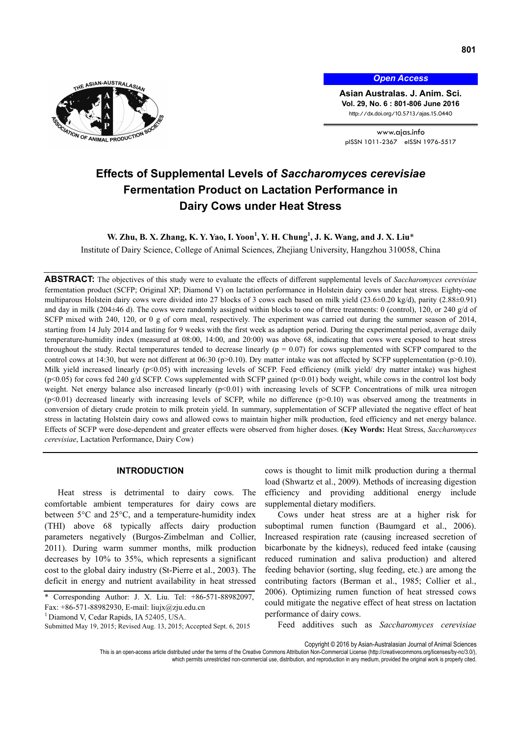Open Access

# Effects of Supplemental Levels of *Saccharomyces cerevisiae* Fermentation Product on Lactation Performance in Dairy Cows under Heat Stress

**W. Zhu, B. X. Zhang, K. Y. Yao, I. Yoon[1], Y. H. Chung[1], J. K. Wang, and J. X. Liu***

Institute of Dairy Science, College of Animal Sciences, Zhejiang University, Hangzhou 310058, China

**ABSTRACT:** The objectives of this study were to evaluate the effects of different supplemental levels of *Saccharomyces cerevisiae* fermentation product (SCFP; Original XP; Diamond V) on lactation performance in Holstein dairy cows under heat stress. Eighty-one multiparous Holstein dairy cows were divided into 27 blocks of 3 cows each based on milk yield (23.6±0.20 kg/d), parity (2.88±0.91) and day in milk (204±46 d). The cows were randomly assigned within blocks to one of three treatments: 0 (control), 120, or 240 g/d of SCFP mixed with 240, 120, or 0 g of corn meal, respectively. The experiment was carried out during the summer season of 2014, starting from 14 July 2014 and lasting for 9 weeks with the first week as adaption period. During the experimental period, average daily temperature-humidity index (measured at 08:00, 14:00, and 20:00) was above 68, indicating that cows were exposed to heat stress throughout the study. Rectal temperatures tended to decrease linearly ($p = 0.07$) for cows supplemented with SCFP compared to the control cows at 14:30, but were not different at 06:30 ($p>0.10$). Dry matter intake was not affected by SCFP supplementation ($p>0.10$). Milk yield increased linearly ($p<0.05$) with increasing levels of SCFP. Feed efficiency (milk yield/ dry matter intake) was highest ($p<0.05$) for cows fed 240 g/d SCFP. Cows supplemented with SCFP gained ($p<0.01$) body weight, while cows in the control lost body weight. Net energy balance also increased linearly ($p<0.01$) with increasing levels of SCFP. Concentrations of milk urea nitrogen ($p<0.01$) decreased linearly with increasing levels of SCFP, while no difference ($p>0.10$) was observed among the treatments in conversion of dietary crude protein to milk protein yield. In summary, supplementation of SCFP alleviated the negative effect of heat stress in lactating Holstein dairy cows and allowed cows to maintain higher milk production, feed efficiency and net energy balance. Effects of SCFP were dose-dependent and greater effects were observed from higher doses. (**Key Words:** Heat Stress, *Saccharomyces cerevisiae*, Lactation Performance, Dairy Cow)

## INTRODUCTION

Heat stress is detrimental to dairy cows. The comfortable ambient temperatures for dairy cows are between 5°C and 25°C, and a temperature-humidity index (THI) above 68 typically affects dairy production parameters negatively (Burgos-Zimbelman and Collier, 2011). During warm summer months, milk production decreases by 10% to 35%, which represents a significant cost to the global dairy industry (St-Pierre et al., 2003). The deficit in energy and nutrient availability in heat stressed cows is thought to limit milk production during a thermal load (Shwartz et al., 2009). Methods of increasing digestion efficiency and providing additional energy include supplemental dietary modifiers.

Cows under heat stress are at a higher risk for suboptimal rumen function (Baumgard et al., 2006). Increased respiration rate (causing increased secretion of bicarbonate by the kidneys), reduced feed intake (causing reduced rumination and saliva production) and altered feeding behavior (sorting, slug feeding, etc.) are among the contributing factors (Berman et al., 1985; Collier et al., 2006). Optimizing rumen function of heat stressed cows could mitigate the negative effect of heat stress on lactation performance of dairy cows.

Feed additives such as *Saccharomyces cerevisiae*

\* Corresponding Author: J. X. Liu. Tel: +86-571-88982097, Fax: +86-571-88982930, E-mail: liujx@zju.edu.cn

[1] Diamond V, Cedar Rapids, IA 52405, USA.

Submitted May 19, 2015; Revised Aug. 13, 2015; Accepted Sept. 6, 2015

Copyright © 2016 by Asian-Australasian Journal of Animal Sciences

This is an open-access article distributed under the terms of the Creative Commons Attribution Non-Commercial License (http://creativecommons.org/licenses/by-nc/3.0/), which permits unrestricted non-commercial use, distribution, and reproduction in any medium, provided the original work is properly cited.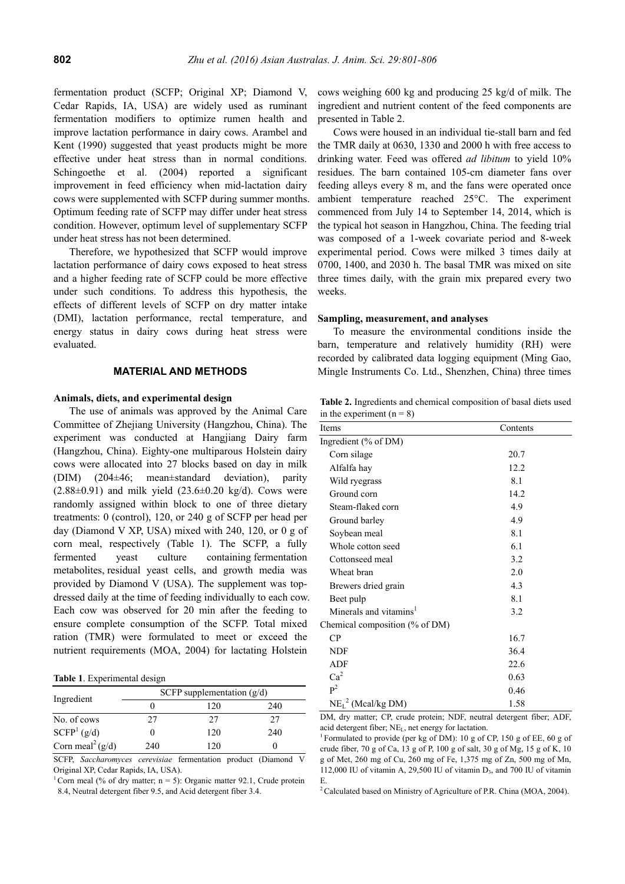fermentation product (SCFP; Original XP; Diamond V, Cedar Rapids, IA, USA) are widely used as ruminant fermentation modifiers to optimize rumen health and improve lactation performance in dairy cows. Arambel and Kent (1990) suggested that yeast products might be more effective under heat stress than in normal conditions. Schingoethe et al. (2004) reported a significant improvement in feed efficiency when mid-lactation dairy cows were supplemented with SCFP during summer months. Optimum feeding rate of SCFP may differ under heat stress condition. However, optimum level of supplementary SCFP under heat stress has not been determined.

Therefore, we hypothesized that SCFP would improve lactation performance of dairy cows exposed to heat stress and a higher feeding rate of SCFP could be more effective under such conditions. To address this hypothesis, the effects of different levels of SCFP on dry matter intake (DMI), lactation performance, rectal temperature, and energy status in dairy cows during heat stress were evaluated.

## MATERIAL AND METHODS

### Animals, diets, and experimental design

The use of animals was approved by the Animal Care Committee of Zhejiang University (Hangzhou, China). The experiment was conducted at Hangjiang Dairy farm (Hangzhou, China). Eighty-one multiparous Holstein dairy cows were allocated into 27 blocks based on day in milk (DIM) (204±46; mean±standard deviation), parity (2.88±0.91) and milk yield (23.6±0.20 kg/d). Cows were randomly assigned within block to one of three dietary treatments: 0 (control), 120, or 240 g of SCFP per head per day (Diamond V XP, USA) mixed with 240, 120, or 0 g of corn meal, respectively (Table 1). The SCFP, a fully fermented yeast culture containing fermentation metabolites, residual yeast cells, and growth media was provided by Diamond V (USA). The supplement was top-dressed daily at the time of feeding individually to each cow. Each cow was observed for 20 min after the feeding to ensure complete consumption of the SCFP. Total mixed ration (TMR) were formulated to meet or exceed the nutrient requirements (MOA, 2004) for lactating Holstein cows weighing 600 kg and producing 25 kg/d of milk. The ingredient and nutrient content of the feed components are presented in Table 2.

**Table 1**. Experimental design

| Ingredient | SCFP supplementation (g/d) | | |
|---|---|---|---|
| | 0 | 120 | 240 |
| No. of cows | 27 | 27 | 27 |
| SCFP[1] (g/d) | 0 | 120 | 240 |
| Corn meal[2] (g/d) | 240 | 120 | 0 |

SCFP, *Saccharomyces cerevisiae* fermentation product (Diamond V Original XP, Cedar Rapids, IA, USA).

[1] Corn meal (% of dry matter; n = 5): Organic matter 92.1, Crude protein 8.4, Neutral detergent fiber 9.5, and Acid detergent fiber 3.4.

Cows were housed in an individual tie-stall barn and fed the TMR daily at 0630, 1330 and 2000 h with free access to drinking water. Feed was offered *ad libitum* to yield 10% residues. The barn contained 105-cm diameter fans over feeding alleys every 8 m, and the fans were operated once ambient temperature reached 25°C. The experiment commenced from July 14 to September 14, 2014, which is the typical hot season in Hangzhou, China. The feeding trial was composed of a 1-week covariate period and 8-week experimental period. Cows were milked 3 times daily at 0700, 1400, and 2030 h. The basal TMR was mixed on site three times daily, with the grain mix prepared every two weeks.

### Sampling, measurement, and analyses

To measure the environmental conditions inside the barn, temperature and relatively humidity (RH) were recorded by calibrated data logging equipment (Ming Gao, Mingle Instruments Co. Ltd., Shenzhen, China) three times

**Table 2.** Ingredients and chemical composition of basal diets used in the experiment (n = 8)

| Items | Contents |
|---|---|
| Ingredient (% of DM) | |
| Corn silage | 20.7 |
| Alfalfa hay | 12.2 |
| Wild ryegrass | 8.1 |
| Ground corn | 14.2 |
| Steam-flaked corn | 4.9 |
| Ground barley | 4.9 |
| Soybean meal | 8.1 |
| Whole cotton seed | 6.1 |
| Cottonseed meal | 3.2 |
| Wheat bran | 2.0 |
| Brewers dried grain | 4.3 |
| Beet pulp | 8.1 |
| Minerals and vitamins[1] | 3.2 |
| Chemical composition (% of DM) | |
| CP | 16.7 |
| NDF | 36.4 |
| ADF | 22.6 |
| Ca[2] | 0.63 |
| P[2] | 0.46 |
| $NE_L$[2] (Mcal/kg DM) | 1.58 |

DM, dry matter; CP, crude protein; NDF, neutral detergent fiber; ADF, acid detergent fiber; $NE_L$, net energy for lactation.

[1] Formulated to provide (per kg of DM): 10 g of CP, 150 g of EE, 60 g of crude fiber, 70 g of Ca, 13 g of P, 100 g of salt, 30 g of Mg, 15 g of K, 10 g of Met, 260 mg of Cu, 260 mg of Fe, 1,375 mg of Zn, 500 mg of Mn, 112,000 IU of vitamin A, 29,500 IU of vitamin $D_3$, and 700 IU of vitamin E.

[2] Calculated based on Ministry of Agriculture of P.R. China (MOA, 2004).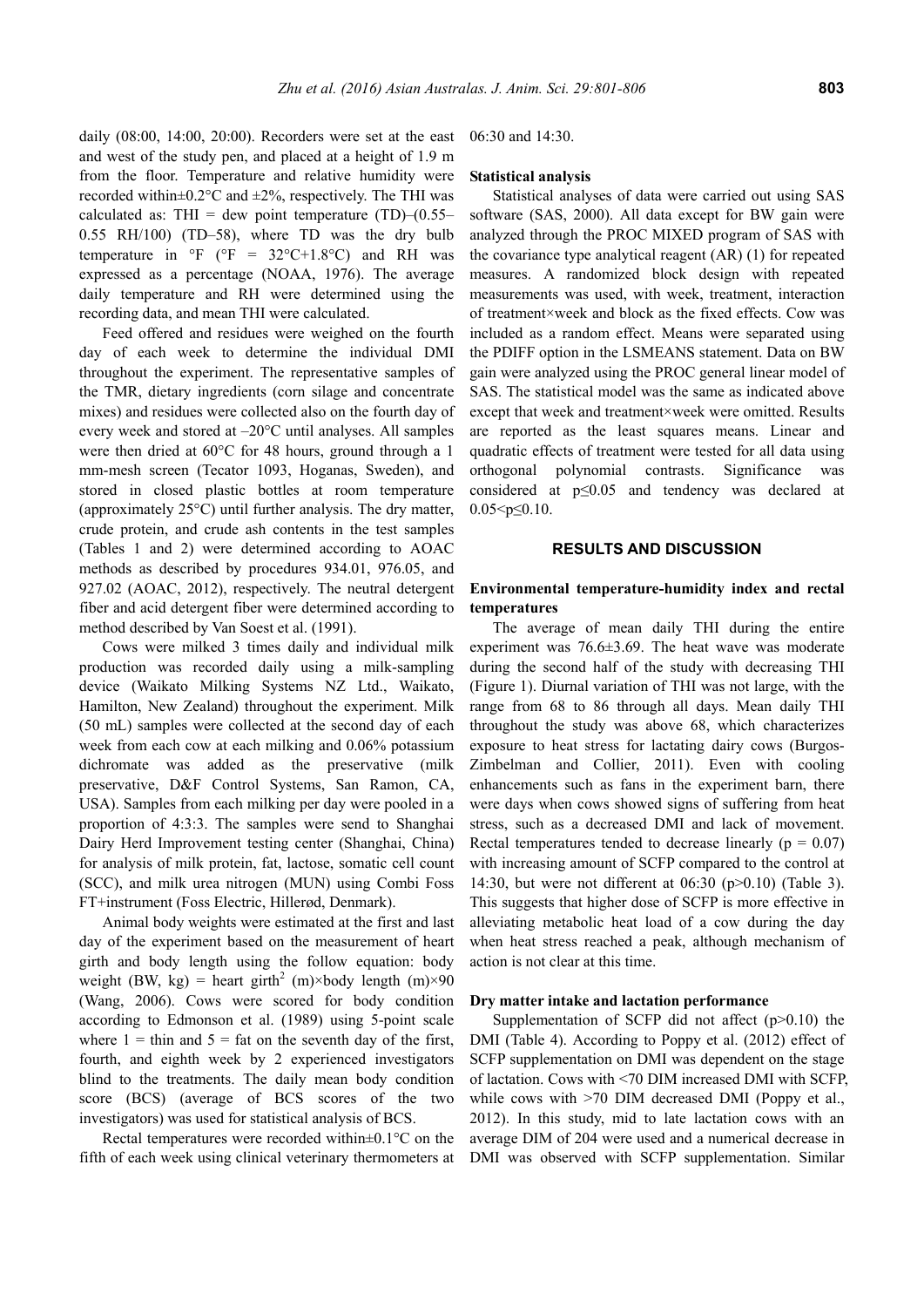daily (08:00, 14:00, 20:00). Recorders were set at the east and west of the study pen, and placed at a height of 1.9 m from the floor. Temperature and relative humidity were recorded within±0.2°C and ±2%, respectively. The THI was calculated as: THI = dew point temperature (TD)–(0.55–0.55 RH/100) (TD–58), where TD was the dry bulb temperature in °F (°F = 32°C+1.8°C) and RH was expressed as a percentage (NOAA, 1976). The average daily temperature and RH were determined using the recording data, and mean THI were calculated.

Feed offered and residues were weighed on the fourth day of each week to determine the individual DMI throughout the experiment. The representative samples of the TMR, dietary ingredients (corn silage and concentrate mixes) and residues were collected also on the fourth day of every week and stored at –20°C until analyses. All samples were then dried at 60°C for 48 hours, ground through a 1 mm-mesh screen (Tecator 1093, Hoganas, Sweden), and stored in closed plastic bottles at room temperature (approximately 25°C) until further analysis. The dry matter, crude protein, and crude ash contents in the test samples (Tables 1 and 2) were determined according to AOAC methods as described by procedures 934.01, 976.05, and 927.02 (AOAC, 2012), respectively. The neutral detergent fiber and acid detergent fiber were determined according to method described by Van Soest et al. (1991).

Cows were milked 3 times daily and individual milk production was recorded daily using a milk-sampling device (Waikato Milking Systems NZ Ltd., Waikato, Hamilton, New Zealand) throughout the experiment. Milk (50 mL) samples were collected at the second day of each week from each cow at each milking and 0.06% potassium dichromate was added as the preservative (milk preservative, D&F Control Systems, San Ramon, CA, USA). Samples from each milking per day were pooled in a proportion of 4:3:3. The samples were send to Shanghai Dairy Herd Improvement testing center (Shanghai, China) for analysis of milk protein, fat, lactose, somatic cell count (SCC), and milk urea nitrogen (MUN) using Combi Foss FT+instrument (Foss Electric, Hillerød, Denmark).

Animal body weights were estimated at the first and last day of the experiment based on the measurement of heart girth and body length using the follow equation: body weight (BW, kg) = heart girth$^2$ (m)×body length (m)×90 (Wang, 2006). Cows were scored for body condition according to Edmonson et al. (1989) using 5-point scale where 1 = thin and 5 = fat on the seventh day of the first, fourth, and eighth week by 2 experienced investigators blind to the treatments. The daily mean body condition score (BCS) (average of BCS scores of the two investigators) was used for statistical analysis of BCS.

Rectal temperatures were recorded within±0.1°C on the fifth of each week using clinical veterinary thermometers at 06:30 and 14:30.

### Statistical analysis

Statistical analyses of data were carried out using SAS software (SAS, 2000). All data except for BW gain were analyzed through the PROC MIXED program of SAS with the covariance type analytical reagent (AR) (1) for repeated measures. A randomized block design with repeated measurements was used, with week, treatment, interaction of treatment×week and block as the fixed effects. Cow was included as a random effect. Means were separated using the PDIFF option in the LSMEANS statement. Data on BW gain were analyzed using the PROC general linear model of SAS. The statistical model was the same as indicated above except that week and treatment×week were omitted. Results are reported as the least squares means. Linear and quadratic effects of treatment were tested for all data using orthogonal polynomial contrasts. Significance was considered at $p \le 0.05$ and tendency was declared at $0.05 < p \le 0.10$.

## RESULTS AND DISCUSSION

### Environmental temperature-humidity index and rectal temperatures

The average of mean daily THI during the entire experiment was 76.6±3.69. The heat wave was moderate during the second half of the study with decreasing THI (Figure 1). Diurnal variation of THI was not large, with the range from 68 to 86 through all days. Mean daily THI throughout the study was above 68, which characterizes exposure to heat stress for lactating dairy cows (Burgos-Zimbelman and Collier, 2011). Even with cooling enhancements such as fans in the experiment barn, there were days when cows showed signs of suffering from heat stress, such as a decreased DMI and lack of movement. Rectal temperatures tended to decrease linearly ($p = 0.07$) with increasing amount of SCFP compared to the control at 14:30, but were not different at 06:30 ($p > 0.10$) (Table 3). This suggests that higher dose of SCFP is more effective in alleviating metabolic heat load of a cow during the day when heat stress reached a peak, although mechanism of action is not clear at this time.

### Dry matter intake and lactation performance

Supplementation of SCFP did not affect ($p > 0.10$) the DMI (Table 4). According to Poppy et al. (2012) effect of SCFP supplementation on DMI was dependent on the stage of lactation. Cows with <70 DIM increased DMI with SCFP, while cows with >70 DIM decreased DMI (Poppy et al., 2012). In this study, mid to late lactation cows with an average DIM of 204 were used and a numerical decrease in DMI was observed with SCFP supplementation. Similar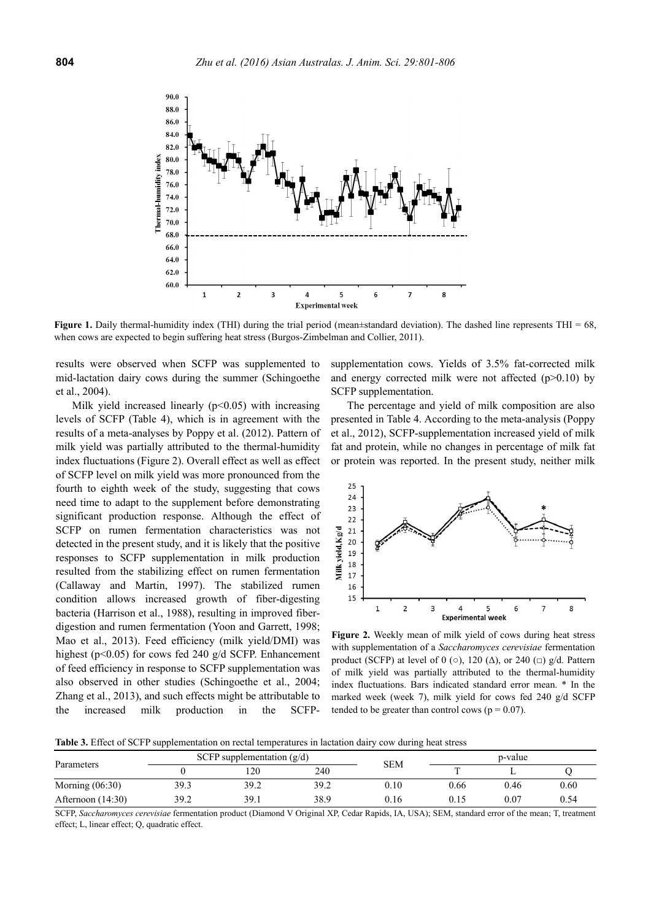**Figure 1.** Daily thermal-humidity index (THI) during the trial period (mean±standard deviation). The dashed line represents THI = 68, when cows are expected to begin suffering heat stress (Burgos-Zimbelman and Collier, 2011).

results were observed when SCFP was supplemented to mid-lactation dairy cows during the summer (Schingoethe et al., 2004).

Milk yield increased linearly ($p<0.05$) with increasing levels of SCFP (Table 4), which is in agreement with the results of a meta-analyses by Poppy et al. (2012). Pattern of milk yield was partially attributed to the thermal-humidity index fluctuations (Figure 2). Overall effect as well as effect of SCFP level on milk yield was more pronounced from the fourth to eighth week of the study, suggesting that cows need time to adapt to the supplement before demonstrating significant production response. Although the effect of SCFP on rumen fermentation characteristics was not detected in the present study, and it is likely that the positive responses to SCFP supplementation in milk production resulted from the stabilizing effect on rumen fermentation (Callaway and Martin, 1997). The stabilized rumen condition allows increased growth of fiber-digesting bacteria (Harrison et al., 1988), resulting in improved fiber-digestion and rumen fermentation (Yoon and Garrett, 1998; Mao et al., 2013). Feed efficiency (milk yield/DMI) was highest ($p<0.05$) for cows fed 240 g/d SCFP. Enhancement of feed efficiency in response to SCFP supplementation was also observed in other studies (Schingoethe et al., 2004; Zhang et al., 2013), and such effects might be attributable to the increased milk production in the SCFP-supplementation cows. Yields of 3.5% fat-corrected milk and energy corrected milk were not affected ($p>0.10$) by SCFP supplementation.

The percentage and yield of milk composition are also presented in Table 4. According to the meta-analysis (Poppy et al., 2012), SCFP-supplementation increased yield of milk fat and protein, while no changes in percentage of milk fat or protein was reported. In the present study, neither milk

**Figure 2.** Weekly mean of milk yield of cows during heat stress with supplementation of a *Saccharomyces cerevisiae* fermentation product (SCFP) at level of 0 (○), 120 (Δ), or 240 (□) g/d. Pattern of milk yield was partially attributed to the thermal-humidity index fluctuations. Bars indicated standard error mean. * In the marked week (week 7), milk yield for cows fed 240 g/d SCFP tended to be greater than control cows ($p = 0.07$).

**Table 3.** Effect of SCFP supplementation on rectal temperatures in lactation dairy cow during heat stress

| Parameters | SCFP supplementation (g/d) | | | SEM | p-value | | |
|---|---|---|---|---|---|---|---|
| | 0 | 120 | 240 | | T | L | Q |
| Morning (06:30) | 39.3 | 39.2 | 39.2 | 0.10 | 0.66 | 0.46 | 0.60 |
| Afternoon (14:30) | 39.2 | 39.1 | 38.9 | 0.16 | 0.15 | 0.07 | 0.54 |

SCFP, *Saccharomyces cerevisiae* fermentation product (Diamond V Original XP, Cedar Rapids, IA, USA); SEM, standard error of the mean; T, treatment effect; L, linear effect; Q, quadratic effect.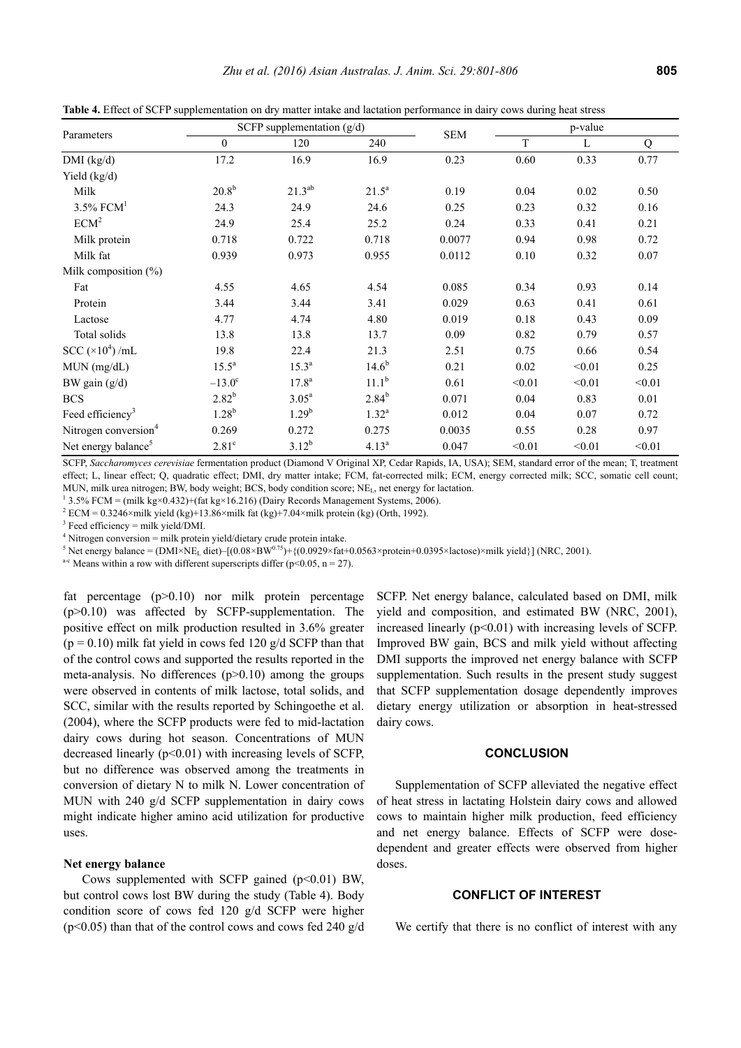**Table 4.** Effect of SCFP supplementation on dry matter intake and lactation performance in dairy cows during heat stress

| Parameters | SCFP supplementation (g/d) | | | SEM | p-value | | |
|---|---|---|---|---|---|---|---|
| | 0 | 120 | 240 | | T | L | Q |
| DMI (kg/d) | 17.2 | 16.9 | 16.9 | 0.23 | 0.60 | 0.33 | 0.77 |
| Yield (kg/d) | | | | | | | |
| Milk | 20.8[b] | 21.3[ab] | 21.5[a] | 0.19 | 0.04 | 0.02 | 0.50 |
| 3.5% FCM[1] | 24.3 | 24.9 | 24.6 | 0.25 | 0.23 | 0.32 | 0.16 |
| ECM[2] | 24.9 | 25.4 | 25.2 | 0.24 | 0.33 | 0.41 | 0.21 |
| Milk protein | 0.718 | 0.722 | 0.718 | 0.0077 | 0.94 | 0.98 | 0.72 |
| Milk fat | 0.939 | 0.973 | 0.955 | 0.0112 | 0.10 | 0.32 | 0.07 |
| Milk composition (%) | | | | | | | |
| Fat | 4.55 | 4.65 | 4.54 | 0.085 | 0.34 | 0.93 | 0.14 |
| Protein | 3.44 | 3.44 | 3.41 | 0.029 | 0.63 | 0.41 | 0.61 |
| Lactose | 4.77 | 4.74 | 4.80 | 0.019 | 0.18 | 0.43 | 0.09 |
| Total solids | 13.8 | 13.8 | 13.7 | 0.09 | 0.82 | 0.79 | 0.57 |
| SCC ($\times 10^4$) /mL | 19.8 | 22.4 | 21.3 | 2.51 | 0.75 | 0.66 | 0.54 |
| MUN (mg/dL) | 15.5[a] | 15.3[a] | 14.6[b] | 0.21 | 0.02 | <0.01 | 0.25 |
| BW gain (g/d) | –13.0[c] | 17.8[a] | 11.1[b] | 0.61 | <0.01 | <0.01 | <0.01 |
| BCS | 2.82[b] | 3.05[a] | 2.84[b] | 0.071 | 0.04 | 0.83 | 0.01 |
| Feed efficiency[3] | 1.28[b] | 1.29[b] | 1.32[a] | 0.012 | 0.04 | 0.07 | 0.72 |
| Nitrogen conversion[4] | 0.269 | 0.272 | 0.275 | 0.0035 | 0.55 | 0.28 | 0.97 |
| Net energy balance[5] | 2.81[c] | 3.12[b] | 4.13[a] | 0.047 | <0.01 | <0.01 | <0.01 |

SCFP, *Saccharomyces cerevisiae* fermentation product (Diamond V Original XP, Cedar Rapids, IA, USA); SEM, standard error of the mean; T, treatment effect; L, linear effect; Q, quadratic effect; DMI, dry matter intake; FCM, fat-corrected milk; ECM, energy corrected milk; SCC, somatic cell count; MUN, milk urea nitrogen; BW, body weight; BCS, body condition score; $NE_L$, net energy for lactation.

[1] 3.5% FCM = (milk kg×0.432)+(fat kg×16.216) (Dairy Records Management Systems, 2006).

[2] ECM = 0.3246×milk yield (kg)+13.86×milk fat (kg)+7.04×milk protein (kg) (Orth, 1992).

[3] Feed efficiency = milk yield/DMI.

[4] Nitrogen conversion = milk protein yield/dietary crude protein intake.

[5] Net energy balance = ($DMI \times NE_L$ diet)–[($0.08 \times BW^{0.75}$)+{(0.0929×fat+0.0563×protein+0.0395×lactose)×milk yield}] (NRC, 2001).

[a-c] Means within a row with different superscripts differ ($p<0.05$, n = 27).

fat percentage ($p>0.10$) nor milk protein percentage ($p>0.10$) was affected by SCFP-supplementation. The positive effect on milk production resulted in 3.6% greater ($p = 0.10$) milk fat yield in cows fed 120 g/d SCFP than that of the control cows and supported the results reported in the meta-analysis. No differences ($p>0.10$) among the groups were observed in contents of milk lactose, total solids, and SCC, similar with the results reported by Schingoethe et al. (2004), where the SCFP products were fed to mid-lactation dairy cows during hot season. Concentrations of MUN decreased linearly ($p<0.01$) with increasing levels of SCFP, but no difference was observed among the treatments in conversion of dietary N to milk N. Lower concentration of MUN with 240 g/d SCFP supplementation in dairy cows might indicate higher amino acid utilization for productive uses.

### Net energy balance

Cows supplemented with SCFP gained ($p<0.01$) BW, but control cows lost BW during the study (Table 4). Body condition score of cows fed 120 g/d SCFP were higher ($p<0.05$) than that of the control cows and cows fed 240 g/d SCFP. Net energy balance, calculated based on DMI, milk yield and composition, and estimated BW (NRC, 2001), increased linearly ($p<0.01$) with increasing levels of SCFP. Improved BW gain, BCS and milk yield without affecting DMI supports the improved net energy balance with SCFP supplementation. Such results in the present study suggest that SCFP supplementation dosage dependently improves dietary energy utilization or absorption in heat-stressed dairy cows.

## CONCLUSION

Supplementation of SCFP alleviated the negative effect of heat stress in lactating Holstein dairy cows and allowed cows to maintain higher milk production, feed efficiency and net energy balance. Effects of SCFP were dose-dependent and greater effects were observed from higher doses.

## CONFLICT OF INTEREST

We certify that there is no conflict of interest with any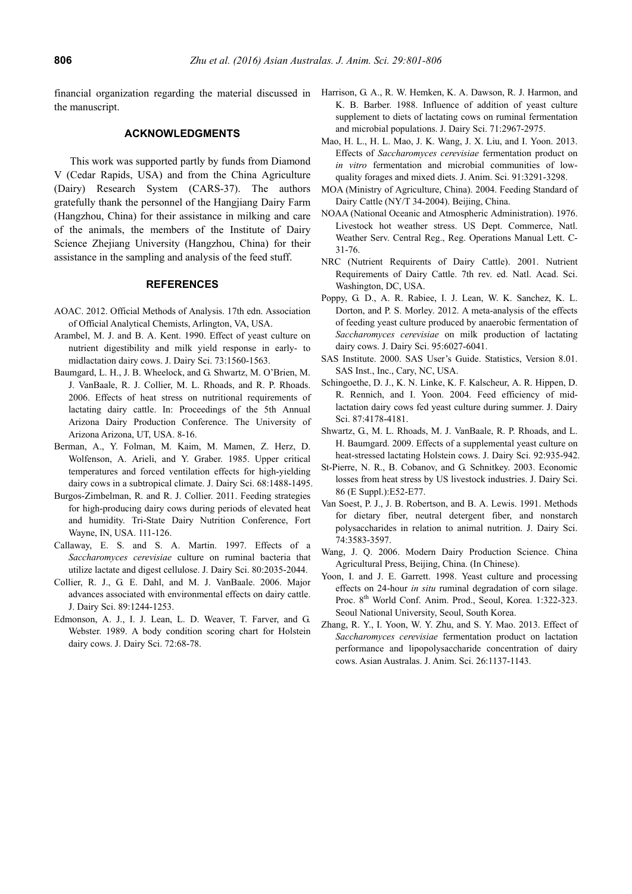financial organization regarding the material discussed in the manuscript.

## ACKNOWLEDGMENTS

This work was supported partly by funds from Diamond V (Cedar Rapids, USA) and from the China Agriculture (Dairy) Research System (CARS-37). The authors gratefully thank the personnel of the Hangjiang Dairy Farm (Hangzhou, China) for their assistance in milking and care of the animals, the members of the Institute of Dairy Science Zhejiang University (Hangzhou, China) for their assistance in the sampling and analysis of the feed stuff.

## REFERENCES

AOAC. 2012. Official Methods of Analysis. 17th edn. Association of Official Analytical Chemists, Arlington, VA, USA.

Arambel, M. J. and B. A. Kent. 1990. Effect of yeast culture on nutrient digestibility and milk yield response in early- to midlactation dairy cows. J. Dairy Sci. 73:1560-1563.

Baumgard, L. H., J. B. Wheelock, and G. Shwartz, M. O'Brien, M. J. VanBaale, R. J. Collier, M. L. Rhoads, and R. P. Rhoads. 2006. Effects of heat stress on nutritional requirements of lactating dairy cattle. In: Proceedings of the 5th Annual Arizona Dairy Production Conference. The University of Arizona Arizona, UT, USA. 8-16.

Berman, A., Y. Folman, M. Kaim, M. Mamen, Z. Herz, D. Wolfenson, A. Arieli, and Y. Graber. 1985. Upper critical temperatures and forced ventilation effects for high-yielding dairy cows in a subtropical climate. J. Dairy Sci. 68:1488-1495.

Burgos-Zimbelman, R. and R. J. Collier. 2011. Feeding strategies for high-producing dairy cows during periods of elevated heat and humidity. Tri-State Dairy Nutrition Conference, Fort Wayne, IN, USA. 111-126.

Callaway, E. S. and S. A. Martin. 1997. Effects of a *Saccharomyces cerevisiae* culture on ruminal bacteria that utilize lactate and digest cellulose. J. Dairy Sci. 80:2035-2044.

Collier, R. J., G. E. Dahl, and M. J. VanBaale. 2006. Major advances associated with environmental effects on dairy cattle. J. Dairy Sci. 89:1244-1253.

Edmonson, A. J., I. J. Lean, L. D. Weaver, T. Farver, and G. Webster. 1989. A body condition scoring chart for Holstein dairy cows. J. Dairy Sci. 72:68-78.

Harrison, G. A., R. W. Hemken, K. A. Dawson, R. J. Harmon, and K. B. Barber. 1988. Influence of addition of yeast culture supplement to diets of lactating cows on ruminal fermentation and microbial populations. J. Dairy Sci. 71:2967-2975.

Mao, H. L., H. L. Mao, J. K. Wang, J. X. Liu, and I. Yoon. 2013. Effects of *Saccharomyces cerevisiae* fermentation product on *in vitro* fermentation and microbial communities of low-quality forages and mixed diets. J. Anim. Sci. 91:3291-3298.

MOA (Ministry of Agriculture, China). 2004. Feeding Standard of Dairy Cattle (NY/T 34-2004). Beijing, China.

NOAA (National Oceanic and Atmospheric Administration). 1976. Livestock hot weather stress. US Dept. Commerce, Natl. Weather Serv. Central Reg., Reg. Operations Manual Lett. C-31-76.

NRC (Nutrient Requirents of Dairy Cattle). 2001. Nutrient Requirements of Dairy Cattle. 7th rev. ed. Natl. Acad. Sci. Washington, DC, USA.

Poppy, G. D., A. R. Rabiee, I. J. Lean, W. K. Sanchez, K. L. Dorton, and P. S. Morley. 2012. A meta-analysis of the effects of feeding yeast culture produced by anaerobic fermentation of *Saccharomyces cerevisiae* on milk production of lactating dairy cows. J. Dairy Sci. 95:6027-6041.

SAS Institute. 2000. SAS User's Guide. Statistics, Version 8.01. SAS Inst., Inc., Cary, NC, USA.

Schingoethe, D. J., K. N. Linke, K. F. Kalscheur, A. R. Hippen, D. R. Rennich, and I. Yoon. 2004. Feed efficiency of mid-lactation dairy cows fed yeast culture during summer. J. Dairy Sci. 87:4178-4181.

Shwartz, G., M. L. Rhoads, M. J. VanBaale, R. P. Rhoads, and L. H. Baumgard. 2009. Effects of a supplemental yeast culture on heat-stressed lactating Holstein cows. J. Dairy Sci. 92:935-942.

St-Pierre, N. R., B. Cobanov, and G. Schnitkey. 2003. Economic losses from heat stress by US livestock industries. J. Dairy Sci. 86 (E Suppl.):E52-E77.

Van Soest, P. J., J. B. Robertson, and B. A. Lewis. 1991. Methods for dietary fiber, neutral detergent fiber, and nonstarch polysaccharides in relation to animal nutrition. J. Dairy Sci. 74:3583-3597.

Wang, J. Q. 2006. Modern Dairy Production Science. China Agricultural Press, Beijing, China. (In Chinese).

Yoon, I. and J. E. Garrett. 1998. Yeast culture and processing effects on 24-hour *in situ* ruminal degradation of corn silage. Proc. 8th World Conf. Anim. Prod., Seoul, Korea. 1:322-323. Seoul National University, Seoul, South Korea.

Zhang, R. Y., I. Yoon, W. Y. Zhu, and S. Y. Mao. 2013. Effect of *Saccharomyces cerevisiae* fermentation product on lactation performance and lipopolysaccharide concentration of dairy cows. Asian Australas. J. Anim. Sci. 26:1137-1143.